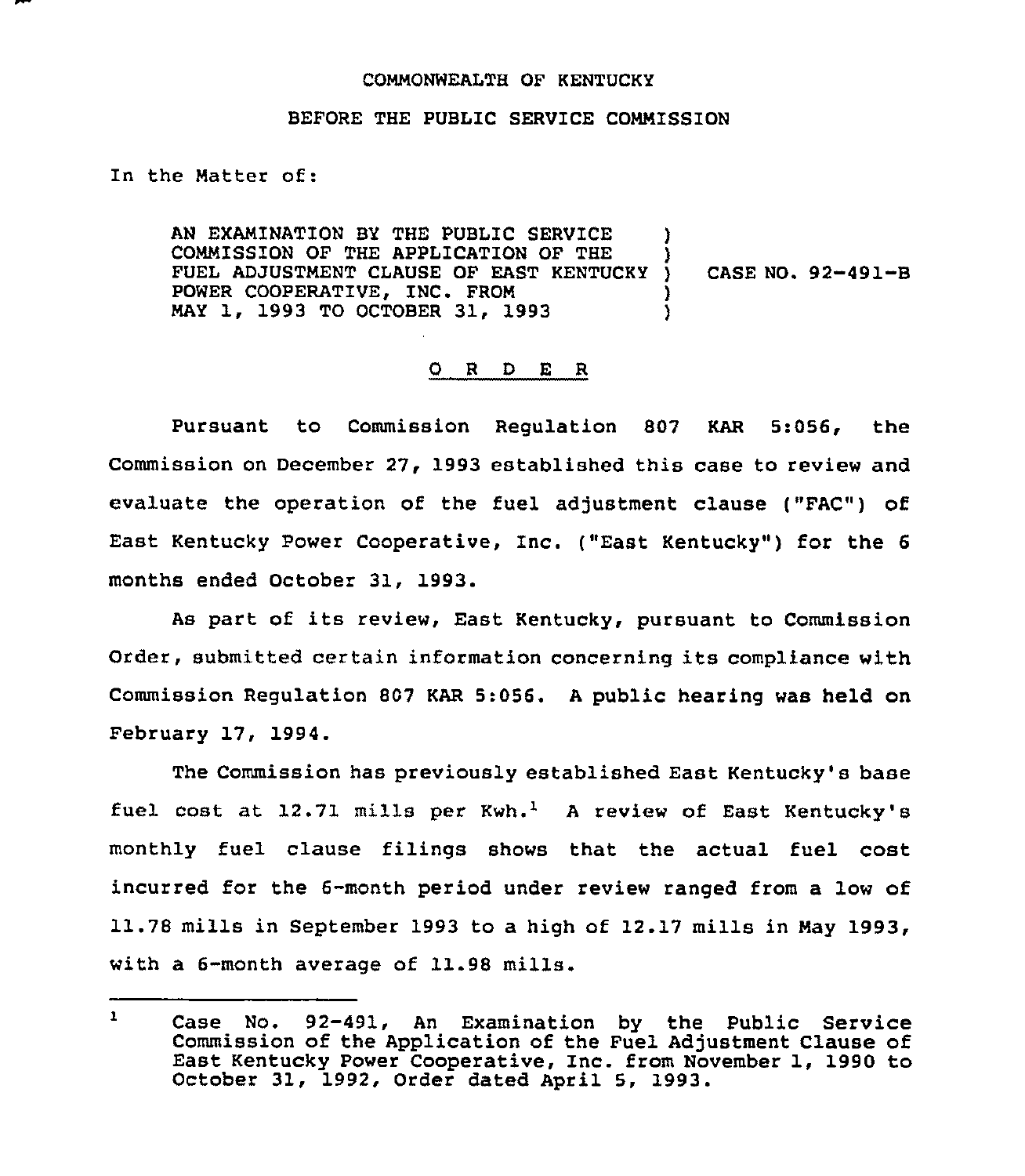COMMONWEALTH OF KENTUCKY

BEFORE THE PUBLIC SERVICE COMMISSION

In the Matter of:

| | | |
|---|---|---|
| AN EXAMINATION BY THE PUBLIC SERVICE COMMISSION OF THE APPLICATION OF THE FUEL ADJUSTMENT CLAUSE OF EAST KENTUCKY POWER COOPERATIVE, INC. FROM MAY 1, 1993 TO OCTOBER 31, 1993 | ) | CASE NO. 92-491-B |

O R D E R

Pursuant to Commission Regulation 807 KAR 5:056, the Commission on December 27, 1993 established this case to review and evaluate the operation of the fuel adjustment clause ("FAC") of East Kentucky Power Cooperative, Inc. ("East Kentucky") for the 6 months ended October 31, 1993.

As part of its review, East Kentucky, pursuant to Commission Order, submitted certain information concerning its compliance with Commission Regulation 807 KAR 5:056. A public hearing was held on February 17, 1994.

The Commission has previously established East Kentucky's base fuel cost at 12.71 mills per Kwh.[1] A review of East Kentucky's monthly fuel clause filings shows that the actual fuel cost incurred for the 6-month period under review ranged from a low of 11.78 mills in September 1993 to a high of 12.17 mills in May 1993, with a 6-month average of 11.98 mills.

---

[1] Case No. 92-491, An Examination by the Public Service Commission of the Application of the Fuel Adjustment Clause of East Kentucky Power Cooperative, Inc. from November 1, 1990 to October 31, 1992, Order dated April 5, 1993.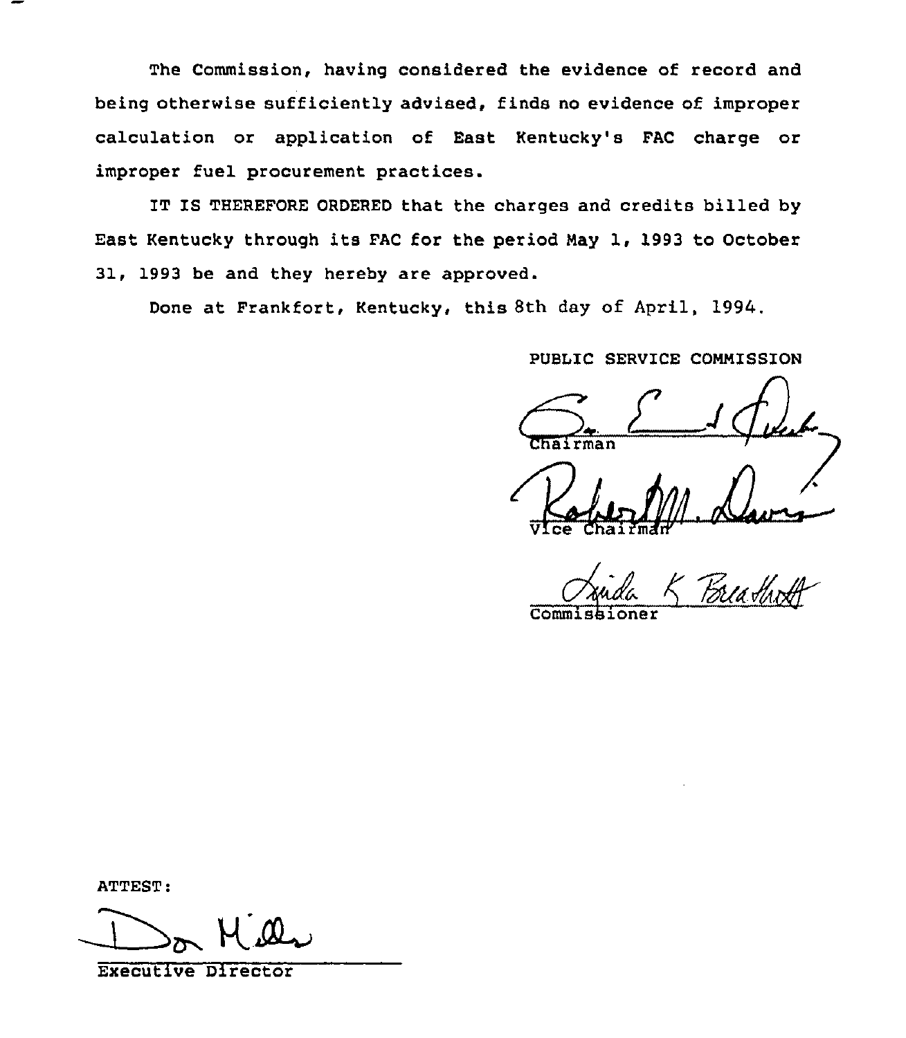The Commission, having considered the evidence of record and being otherwise sufficiently advised, finds no evidence of improper calculation or application of East Kentucky's FAC charge or improper fuel procurement practices.

IT IS THEREFORE ORDERED that the charges and credits billed by East Kentucky through its FAC for the period May 1, 1993 to October 31, 1993 be and they hereby are approved.

Done at Frankfort, Kentucky, this 8th day of April, 1994.

PUBLIC SERVICE COMMISSION

Chairman

Vice Chairman

Commissioner

ATTEST:

Executive Director